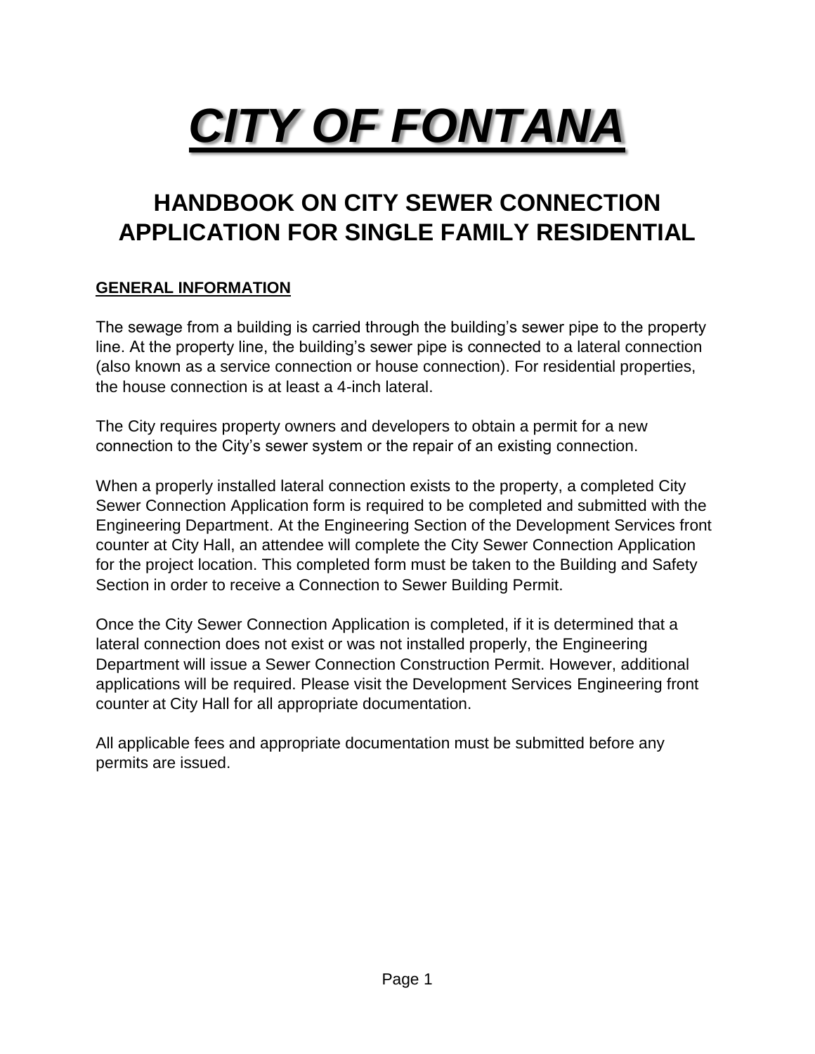# ***CITY OF FONTANA***

## HANDBOOK ON CITY SEWER CONNECTION APPLICATION FOR SINGLE FAMILY RESIDENTIAL

### GENERAL INFORMATION

The sewage from a building is carried through the building's sewer pipe to the property line. At the property line, the building's sewer pipe is connected to a lateral connection (also known as a service connection or house connection). For residential properties, the house connection is at least a 4-inch lateral.

The City requires property owners and developers to obtain a permit for a new connection to the City's sewer system or the repair of an existing connection.

When a properly installed lateral connection exists to the property, a completed City Sewer Connection Application form is required to be completed and submitted with the Engineering Department. At the Engineering Section of the Development Services front counter at City Hall, an attendee will complete the City Sewer Connection Application for the project location. This completed form must be taken to the Building and Safety Section in order to receive a Connection to Sewer Building Permit.

Once the City Sewer Connection Application is completed, if it is determined that a lateral connection does not exist or was not installed properly, the Engineering Department will issue a Sewer Connection Construction Permit. However, additional applications will be required. Please visit the Development Services Engineering front counter at City Hall for all appropriate documentation.

All applicable fees and appropriate documentation must be submitted before any permits are issued.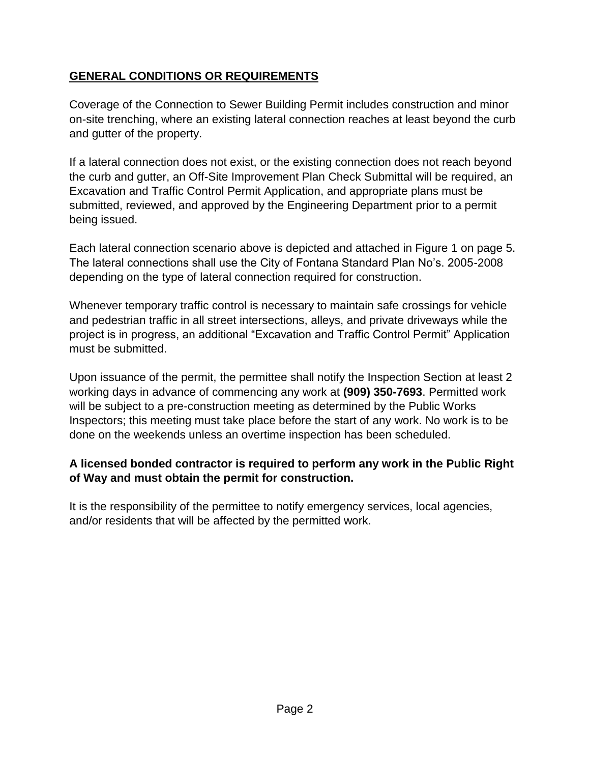## GENERAL CONDITIONS OR REQUIREMENTS

Coverage of the Connection to Sewer Building Permit includes construction and minor on-site trenching, where an existing lateral connection reaches at least beyond the curb and gutter of the property.

If a lateral connection does not exist, or the existing connection does not reach beyond the curb and gutter, an Off-Site Improvement Plan Check Submittal will be required, an Excavation and Traffic Control Permit Application, and appropriate plans must be submitted, reviewed, and approved by the Engineering Department prior to a permit being issued.

Each lateral connection scenario above is depicted and attached in Figure 1 on page 5. The lateral connections shall use the City of Fontana Standard Plan No's. 2005-2008 depending on the type of lateral connection required for construction.

Whenever temporary traffic control is necessary to maintain safe crossings for vehicle and pedestrian traffic in all street intersections, alleys, and private driveways while the project is in progress, an additional "Excavation and Traffic Control Permit" Application must be submitted.

Upon issuance of the permit, the permittee shall notify the Inspection Section at least 2 working days in advance of commencing any work at **(909) 350-7693**. Permitted work will be subject to a pre-construction meeting as determined by the Public Works Inspectors; this meeting must take place before the start of any work. No work is to be done on the weekends unless an overtime inspection has been scheduled.

**A licensed bonded contractor is required to perform any work in the Public Right of Way and must obtain the permit for construction.**

It is the responsibility of the permittee to notify emergency services, local agencies, and/or residents that will be affected by the permitted work.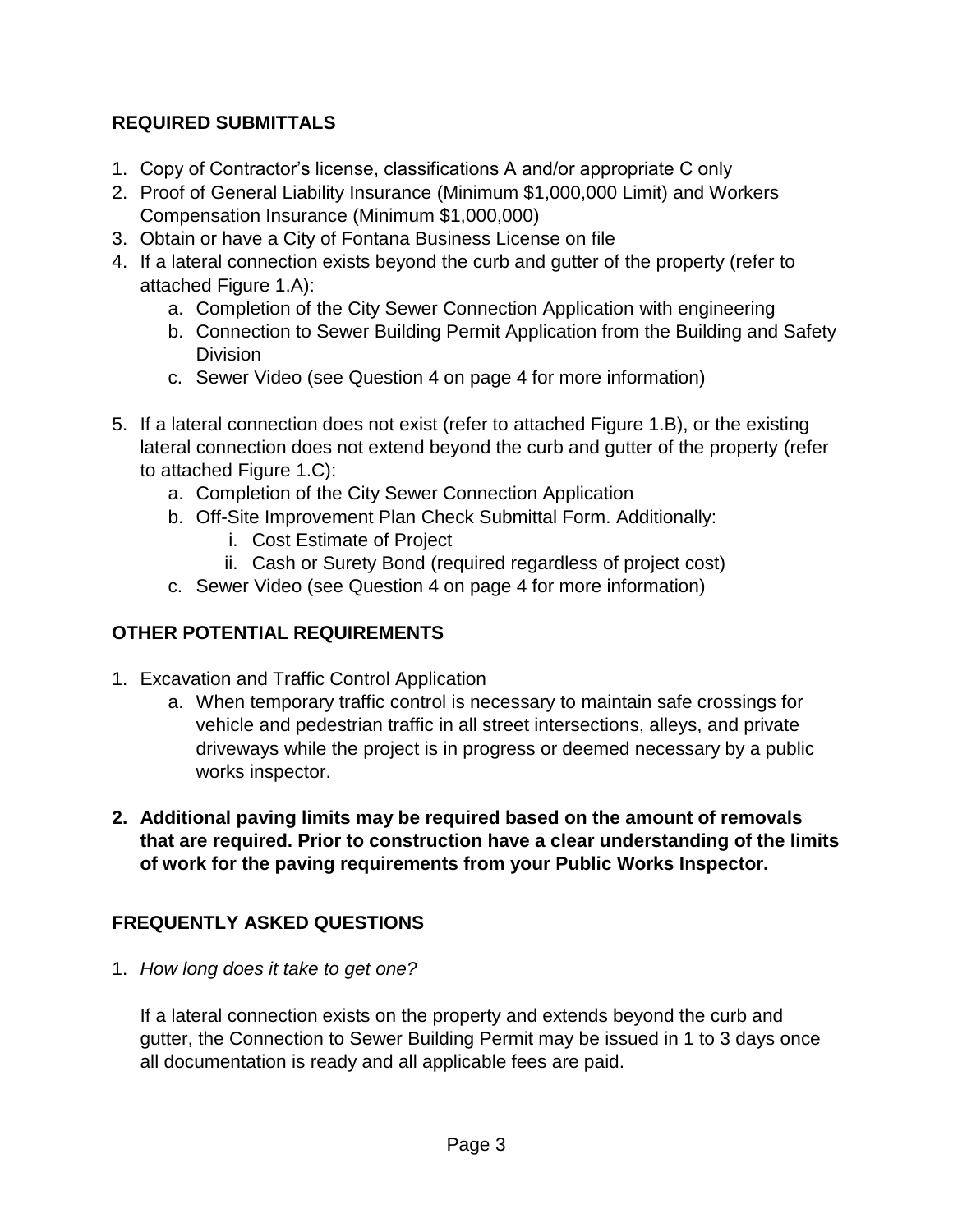## REQUIRED SUBMITTALS

1. Copy of Contractor's license, classifications A and/or appropriate C only
2. Proof of General Liability Insurance (Minimum $1,000,000 Limit) and Workers Compensation Insurance (Minimum $1,000,000)
3. Obtain or have a City of Fontana Business License on file
4. If a lateral connection exists beyond the curb and gutter of the property (refer to attached Figure 1.A):
   a. Completion of the City Sewer Connection Application with engineering
   b. Connection to Sewer Building Permit Application from the Building and Safety Division
   c. Sewer Video (see Question 4 on page 4 for more information)

5. If a lateral connection does not exist (refer to attached Figure 1.B), or the existing lateral connection does not extend beyond the curb and gutter of the property (refer to attached Figure 1.C):
   a. Completion of the City Sewer Connection Application
   b. Off-Site Improvement Plan Check Submittal Form. Additionally:
      i. Cost Estimate of Project
      ii. Cash or Surety Bond (required regardless of project cost)
   c. Sewer Video (see Question 4 on page 4 for more information)

## OTHER POTENTIAL REQUIREMENTS

1. Excavation and Traffic Control Application
   a. When temporary traffic control is necessary to maintain safe crossings for vehicle and pedestrian traffic in all street intersections, alleys, and private driveways while the project is in progress or deemed necessary by a public works inspector.

2. **Additional paving limits may be required based on the amount of removals that are required. Prior to construction have a clear understanding of the limits of work for the paving requirements from your Public Works Inspector.**

## FREQUENTLY ASKED QUESTIONS

1. *How long does it take to get one?*

   If a lateral connection exists on the property and extends beyond the curb and gutter, the Connection to Sewer Building Permit may be issued in 1 to 3 days once all documentation is ready and all applicable fees are paid.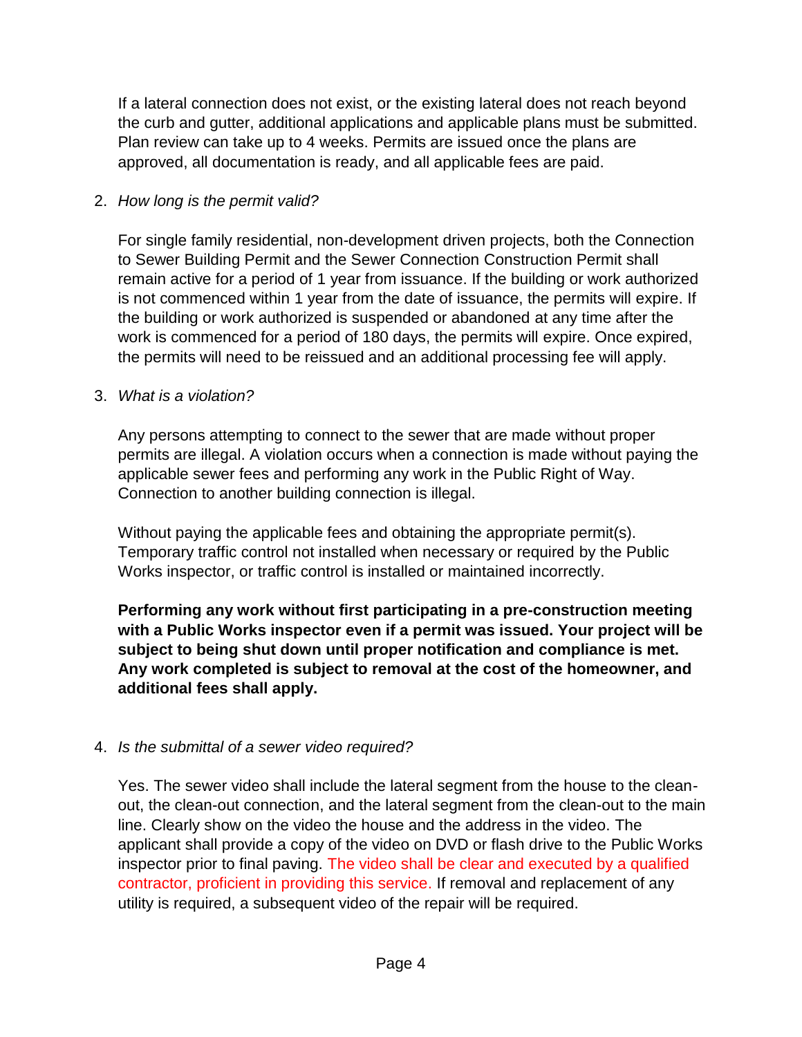If a lateral connection does not exist, or the existing lateral does not reach beyond the curb and gutter, additional applications and applicable plans must be submitted. Plan review can take up to 4 weeks. Permits are issued once the plans are approved, all documentation is ready, and all applicable fees are paid.

2. *How long is the permit valid?*

   For single family residential, non-development driven projects, both the Connection to Sewer Building Permit and the Sewer Connection Construction Permit shall remain active for a period of 1 year from issuance. If the building or work authorized is not commenced within 1 year from the date of issuance, the permits will expire. If the building or work authorized is suspended or abandoned at any time after the work is commenced for a period of 180 days, the permits will expire. Once expired, the permits will need to be reissued and an additional processing fee will apply.

3. *What is a violation?*

   Any persons attempting to connect to the sewer that are made without proper permits are illegal. A violation occurs when a connection is made without paying the applicable sewer fees and performing any work in the Public Right of Way. Connection to another building connection is illegal.

   Without paying the applicable fees and obtaining the appropriate permit(s). Temporary traffic control not installed when necessary or required by the Public Works inspector, or traffic control is installed or maintained incorrectly.

   **Performing any work without first participating in a pre-construction meeting with a Public Works inspector even if a permit was issued. Your project will be subject to being shut down until proper notification and compliance is met. Any work completed is subject to removal at the cost of the homeowner, and additional fees shall apply.**

4. *Is the submittal of a sewer video required?*

   Yes. The sewer video shall include the lateral segment from the house to the clean-out, the clean-out connection, and the lateral segment from the clean-out to the main line. Clearly show on the video the house and the address in the video. The applicant shall provide a copy of the video on DVD or flash drive to the Public Works inspector prior to final paving. The video shall be clear and executed by a qualified contractor, proficient in providing this service. If removal and replacement of any utility is required, a subsequent video of the repair will be required.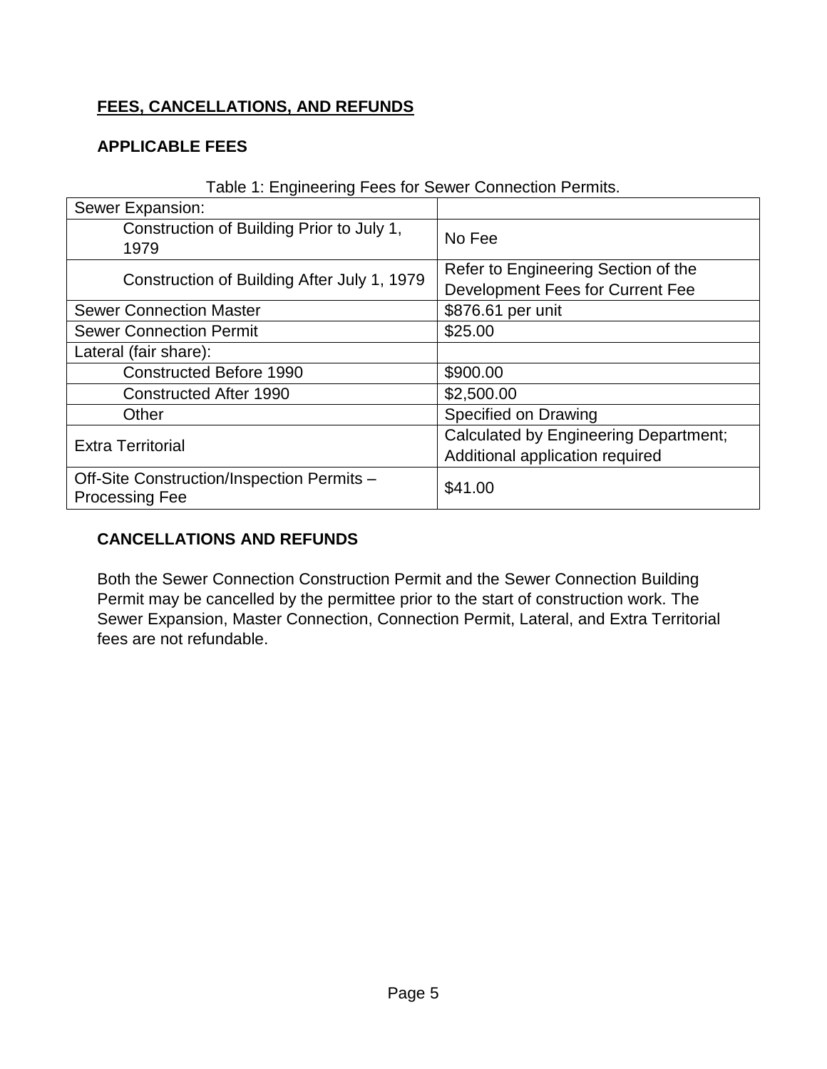## FEES, CANCELLATIONS, AND REFUNDS

### APPLICABLE FEES

Table 1: Engineering Fees for Sewer Connection Permits.

| Sewer Expansion: | |
|---|---|
| Construction of Building Prior to July 1, 1979 | No Fee |
| Construction of Building After July 1, 1979 | Refer to Engineering Section of the Development Fees for Current Fee |
| Sewer Connection Master | $876.61 per unit |
| Sewer Connection Permit | $25.00 |
| Lateral (fair share): | |
| Constructed Before 1990 | $900.00 |
| Constructed After 1990 | $2,500.00 |
| Other | Specified on Drawing |
| Extra Territorial | Calculated by Engineering Department; Additional application required |
| Off-Site Construction/Inspection Permits – Processing Fee | $41.00 |

### CANCELLATIONS AND REFUNDS

Both the Sewer Connection Construction Permit and the Sewer Connection Building Permit may be cancelled by the permittee prior to the start of construction work. The Sewer Expansion, Master Connection, Connection Permit, Lateral, and Extra Territorial fees are not refundable.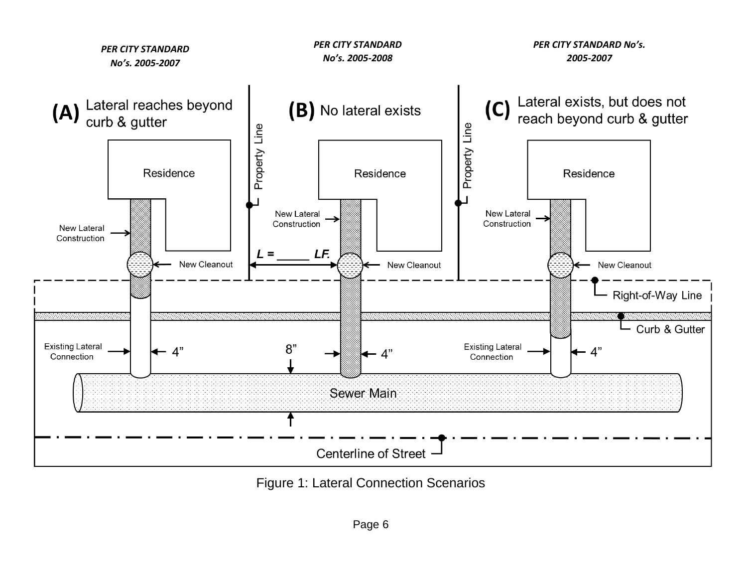PER CITY STANDARD No's. 2005-2007

**(A)** Lateral reaches beyond curb & gutter

PER CITY STANDARD No's. 2005-2008

**(B)** No lateral exists

PER CITY STANDARD No's. 2005-2007

**(C)** Lateral exists, but does not reach beyond curb & gutter

Residence

Property Line

New Lateral Construction

New Cleanout

*L = _____ LF.*

Right-of-Way Line

Curb & Gutter

Existing Lateral Connection

4"

8"

Sewer Main

Centerline of Street

Figure 1: Lateral Connection Scenarios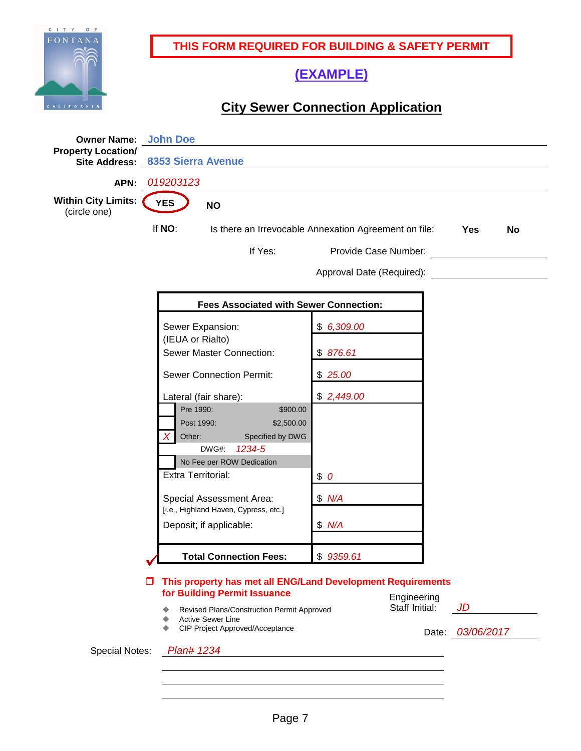CITY OF FONTANA CALIFORNIA

**THIS FORM REQUIRED FOR BUILDING & SAFETY PERMIT**

**(EXAMPLE)**

## City Sewer Connection Application

**Owner Name:** John Doe

**Property Location/ Site Address:** 8353 Sierra Avenue

**APN:** *019203123*

**Within City Limits:** (circle one) **YES** (circled) **NO**

If **NO**: Is there an Irrevocable Annexation Agreement on file: **Yes** **No**

If Yes: Provide Case Number: ______

Approval Date (Required): ______

| **Fees Associated with Sewer Connection:** | |
|---|---|
| Sewer Expansion: (IEUA or Rialto) | $ *6,309.00* |
| Sewer Master Connection: | $ *876.61* |
| Sewer Connection Permit: | $ *25.00* |
| Lateral (fair share): | $ *2,449.00* |
| [ ] Pre 1990: $900.00 | |
| [ ] Post 1990: $2,500.00 | |
| [*X*] Other: Specified by DWG | |
| DWG#: *1234-5* | |
| [ ] No Fee per ROW Dedication | |
| Extra Territorial: | $ *0* |
| Special Assessment Area: [i.e., Highland Haven, Cypress, etc.] | $ *N/A* |
| Deposit; if applicable: | $ *N/A* |
| **Total Connection Fees:** | $ *9359.61* |

☑ **This property has met all ENG/Land Development Requirements for Building Permit Issuance**

- Revised Plans/Construction Permit Approved
- Active Sewer Line
- CIP Project Approved/Acceptance

Engineering Staff Initial: *JD*

Date: *03/06/2017*

Special Notes: *Plan# 1234*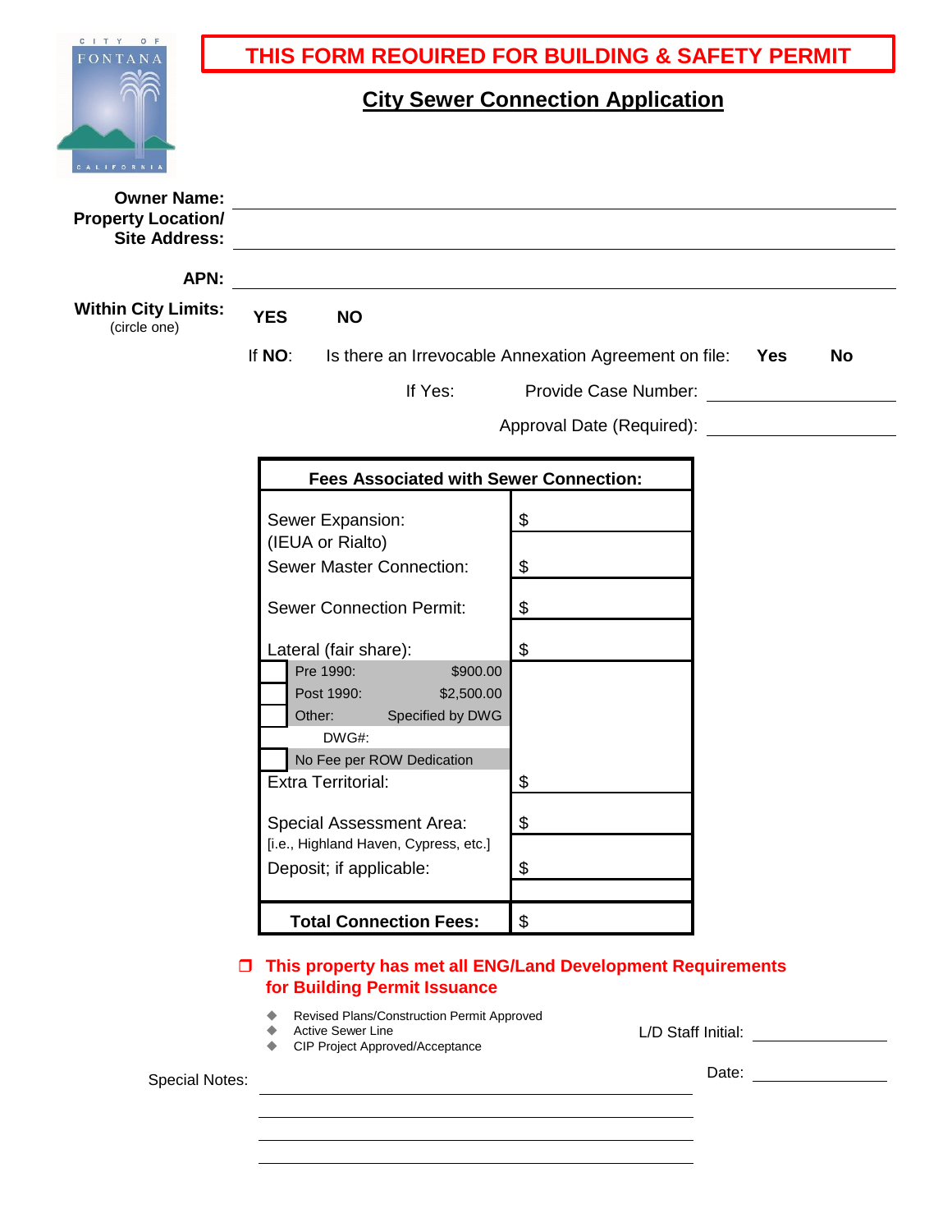CITY OF FONTANA CALIFORNIA

**THIS FORM REQUIRED FOR BUILDING & SAFETY PERMIT**

## City Sewer Connection Application

**Owner Name:** ______________________________

**Property Location/ Site Address:** ______________________________

**APN:** ______________________________

**Within City Limits:** (circle one) **YES** **NO**

If **NO**: Is there an Irrevocable Annexation Agreement on file: **Yes** **No**

If Yes: Provide Case Number: ______________

Approval Date (Required): ______________

| **Fees Associated with Sewer Connection:** | |
|---|---|
| Sewer Expansion: (IEUA or Rialto) | $ |
| Sewer Master Connection: | $ |
| Sewer Connection Permit: | $ |
| Lateral (fair share): | $ |
| ☐ Pre 1990: $900.00 | |
| ☐ Post 1990: $2,500.00 | |
| ☐ Other: Specified by DWG | |
| DWG#: | |
| ☐ No Fee per ROW Dedication | |
| Extra Territorial: | $ |
| Special Assessment Area: [i.e., Highland Haven, Cypress, etc.] | $ |
| Deposit; if applicable: | $ |
| **Total Connection Fees:** | $ |

❒ **This property has met all ENG/Land Development Requirements for Building Permit Issuance**

- Revised Plans/Construction Permit Approved
- Active Sewer Line
- CIP Project Approved/Acceptance

L/D Staff Initial: ______________

Date: ______________

Special Notes: ______________________________

______________________________

______________________________

______________________________